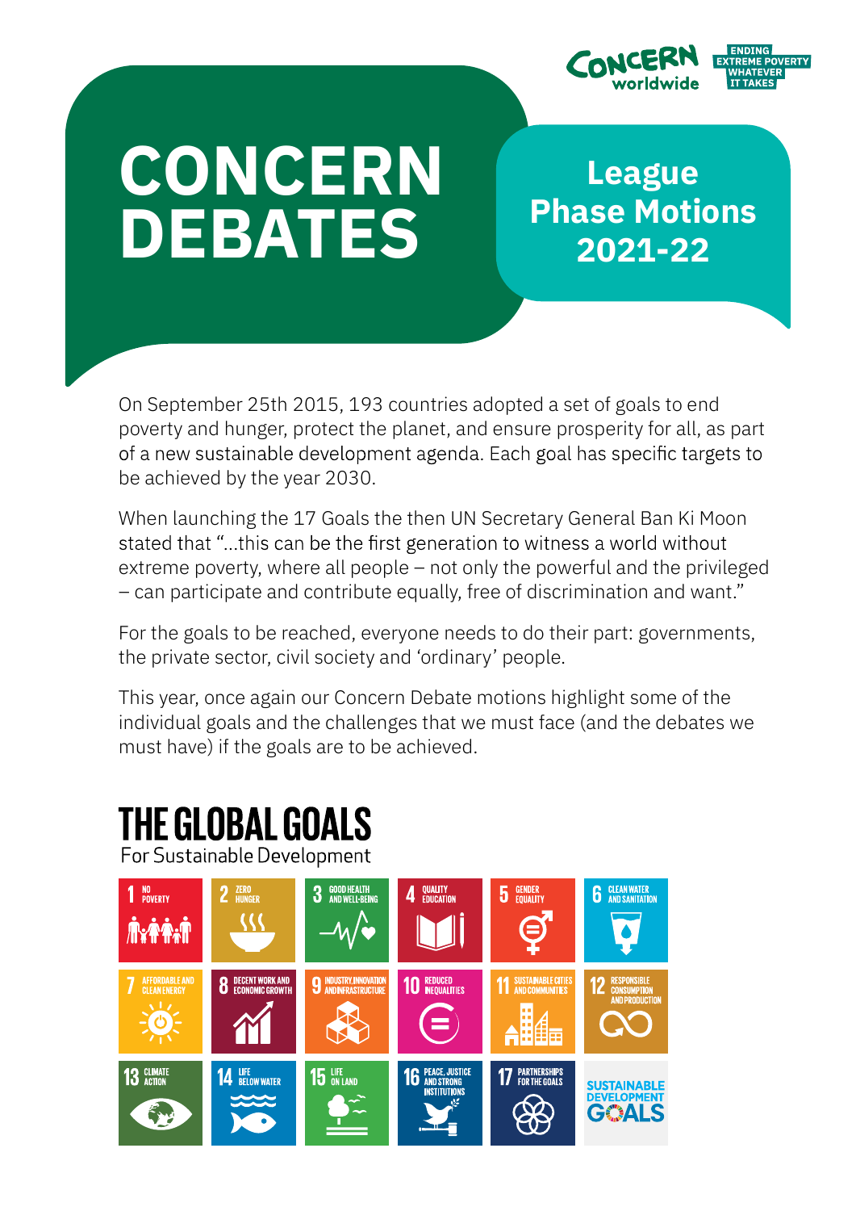Concern worldwide — ENDING EXTREME POVERTY WHATEVER IT TAKES

# CONCERN DEBATES

## League Phase Motions 2021-22

On September 25th 2015, 193 countries adopted a set of goals to end poverty and hunger, protect the planet, and ensure prosperity for all, as part of a new sustainable development agenda. Each goal has specific targets to be achieved by the year 2030.

When launching the 17 Goals the then UN Secretary General Ban Ki Moon stated that "...this can be the first generation to witness a world without extreme poverty, where all people – not only the powerful and the privileged – can participate and contribute equally, free of discrimination and want."

For the goals to be reached, everyone needs to do their part: governments, the private sector, civil society and 'ordinary' people.

This year, once again our Concern Debate motions highlight some of the individual goals and the challenges that we must face (and the debates we must have) if the goals are to be achieved.

## THE GLOBAL GOALS

For Sustainable Development

1. NO POVERTY
2. ZERO HUNGER
3. GOOD HEALTH AND WELL-BEING
4. QUALITY EDUCATION
5. GENDER EQUALITY
6. CLEAN WATER AND SANITATION
7. AFFORDABLE AND CLEAN ENERGY
8. DECENT WORK AND ECONOMIC GROWTH
9. INDUSTRY, INNOVATION AND INFRASTRUCTURE
10. REDUCED INEQUALITIES
11. SUSTAINABLE CITIES AND COMMUNITIES
12. RESPONSIBLE CONSUMPTION AND PRODUCTION
13. CLIMATE ACTION
14. LIFE BELOW WATER
15. LIFE ON LAND
16. PEACE, JUSTICE AND STRONG INSTITUTIONS
17. PARTNERSHIPS FOR THE GOALS

SUSTAINABLE DEVELOPMENT GOALS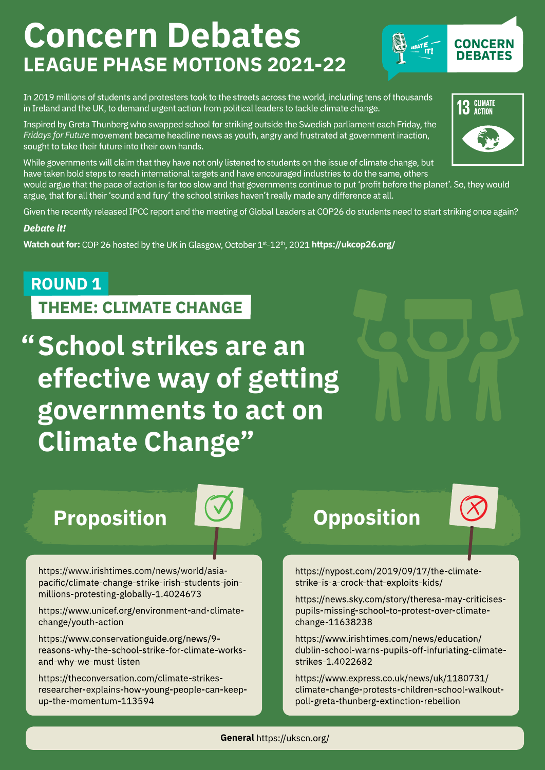# Concern Debates

## LEAGUE PHASE MOTIONS 2021-22

CONCERN DEBATES

13 CLIMATE ACTION

In 2019 millions of students and protesters took to the streets across the world, including tens of thousands in Ireland and the UK, to demand urgent action from political leaders to tackle climate change.

Inspired by Greta Thunberg who swapped school for striking outside the Swedish parliament each Friday, the *Fridays for Future* movement became headline news as youth, angry and frustrated at government inaction, sought to take their future into their own hands.

While governments will claim that they have not only listened to students on the issue of climate change, but have taken bold steps to reach international targets and have encouraged industries to do the same, others would argue that the pace of action is far too slow and that governments continue to put 'profit before the planet'. So, they would argue, that for all their 'sound and fury' the school strikes haven't really made any difference at all.

Given the recently released IPCC report and the meeting of Global Leaders at COP26 do students need to start striking once again?

***Debate it!***

**Watch out for:** COP 26 hosted by the UK in Glasgow, October 1st-12th, 2021 **https://ukcop26.org/**

## ROUND 1

### THEME: CLIMATE CHANGE

## "School strikes are an effective way of getting governments to act on Climate Change"

### Proposition

https://www.irishtimes.com/news/world/asia-pacific/climate-change-strike-irish-students-join-millions-protesting-globally-1.4024673

https://www.unicef.org/environment-and-climate-change/youth-action

https://www.conservationguide.org/news/9-reasons-why-the-school-strike-for-climate-works-and-why-we-must-listen

https://theconversation.com/climate-strikes-researcher-explains-how-young-people-can-keep-up-the-momentum-113594

### Opposition

https://nypost.com/2019/09/17/the-climate-strike-is-a-crock-that-exploits-kids/

https://news.sky.com/story/theresa-may-criticises-pupils-missing-school-to-protest-over-climate-change-11638238

https://www.irishtimes.com/news/education/dublin-school-warns-pupils-off-infuriating-climate-strikes-1.4022682

https://www.express.co.uk/news/uk/1180731/climate-change-protests-children-school-walkout-poll-greta-thunberg-extinction-rebellion

**General** https://ukscn.org/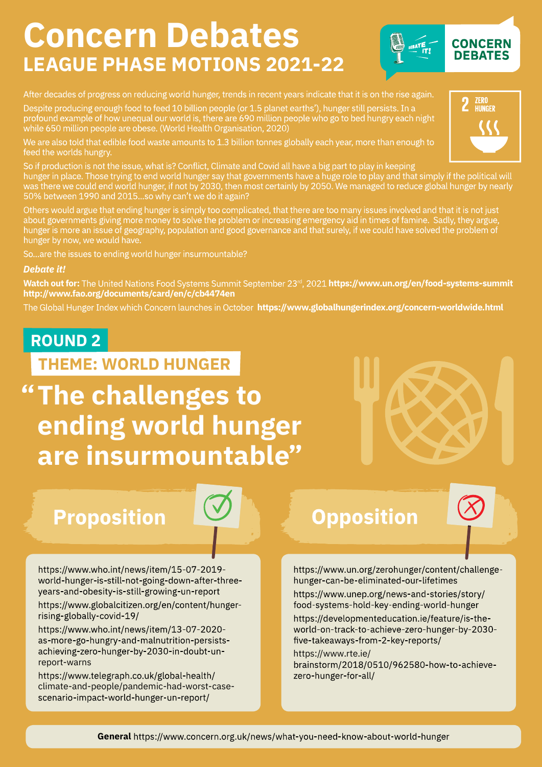# Concern Debates

## LEAGUE PHASE MOTIONS 2021-22

CONCERN DEBATES

2 ZERO HUNGER

After decades of progress on reducing world hunger, trends in recent years indicate that it is on the rise again.

Despite producing enough food to feed 10 billion people (or 1.5 planet earths'), hunger still persists. In a profound example of how unequal our world is, there are 690 million people who go to bed hungry each night while 650 million people are obese. (World Health Organisation, 2020)

We are also told that edible food waste amounts to 1.3 billion tonnes globally each year, more than enough to feed the worlds hungry.

So if production is not the issue, what is? Conflict, Climate and Covid all have a big part to play in keeping hunger in place. Those trying to end world hunger say that governments have a huge role to play and that simply if the political will was there we could end world hunger, if not by 2030, then most certainly by 2050. We managed to reduce global hunger by nearly 50% between 1990 and 2015...so why can't we do it again?

Others would argue that ending hunger is simply too complicated, that there are too many issues involved and that it is not just about governments giving more money to solve the problem or increasing emergency aid in times of famine. Sadly, they argue, hunger is more an issue of geography, population and good governance and that surely, if we could have solved the problem of hunger by now, we would have.

So...are the issues to ending world hunger insurmountable?

***Debate it!***

**Watch out for:** The United Nations Food Systems Summit September 23rd, 2021 **https://www.un.org/en/food-systems-summit** **http://www.fao.org/documents/card/en/c/cb4474en**

The Global Hunger Index which Concern launches in October **https://www.globalhungerindex.org/concern-worldwide.html**

## ROUND 2

### THEME: WORLD HUNGER

# "The challenges to ending world hunger are insurmountable"

## Proposition

https://www.who.int/news/item/15-07-2019-world-hunger-is-still-not-going-down-after-three-years-and-obesity-is-still-growing-un-report

https://www.globalcitizen.org/en/content/hunger-rising-globally-covid-19/

https://www.who.int/news/item/13-07-2020-as-more-go-hungry-and-malnutrition-persists-achieving-zero-hunger-by-2030-in-doubt-un-report-warns

https://www.telegraph.co.uk/global-health/climate-and-people/pandemic-had-worst-case-scenario-impact-world-hunger-un-report/

## Opposition

https://www.un.org/zerohunger/content/challenge-hunger-can-be-eliminated-our-lifetimes

https://www.unep.org/news-and-stories/story/food-systems-hold-key-ending-world-hunger

https://developmenteducation.ie/feature/is-the-world-on-track-to-achieve-zero-hunger-by-2030-five-takeaways-from-2-key-reports/

https://www.rte.ie/brainstorm/2018/0510/962580-how-to-achieve-zero-hunger-for-all/

**General** https://www.concern.org.uk/news/what-you-need-know-about-world-hunger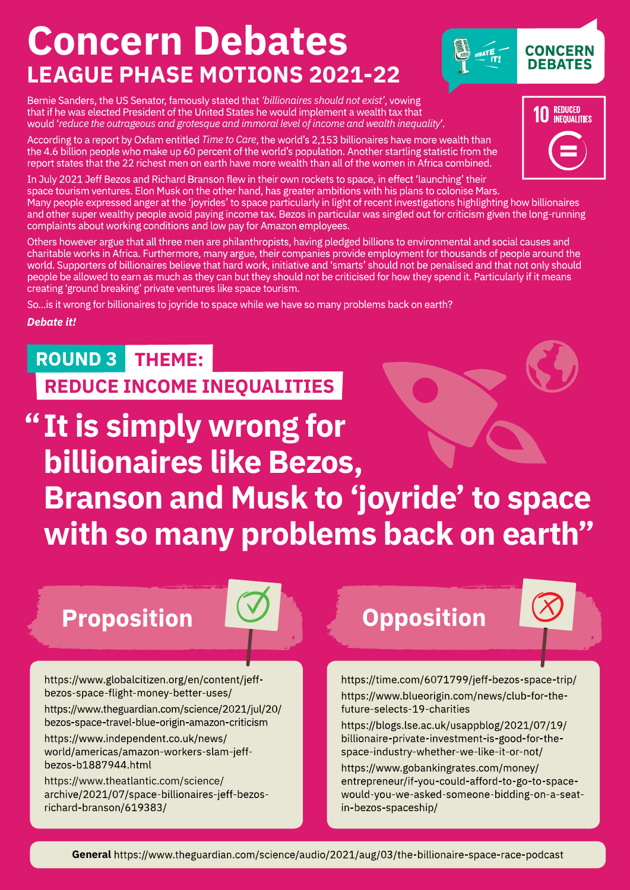# Concern Debates

## LEAGUE PHASE MOTIONS 2021-22

CONCERN DEBATES

10 REDUCED INEQUALITIES

Bernie Sanders, the US Senator, famously stated that *'billionaires should not exist'*, vowing that if he was elected President of the United States he would implement a wealth tax that would '*reduce the outrageous and grotesque and immoral level of income and wealth inequality*'.

According to a report by Oxfam entitled *Time to Care*, the world's 2,153 billionaires have more wealth than the 4.6 billion people who make up 60 percent of the world's population. Another startling statistic from the report states that the 22 richest men on earth have more wealth than all of the women in Africa combined.

In July 2021 Jeff Bezos and Richard Branson flew in their own rockets to space, in effect 'launching' their space tourism ventures. Elon Musk on the other hand, has greater ambitions with his plans to colonise Mars. Many people expressed anger at the 'joyrides' to space particularly in light of recent investigations highlighting how billionaires and other super wealthy people avoid paying income tax. Bezos in particular was singled out for criticism given the long-running complaints about working conditions and low pay for Amazon employees.

Others however argue that all three men are philanthropists, having pledged billions to environmental and social causes and charitable works in Africa. Furthermore, many argue, their companies provide employment for thousands of people around the world. Supporters of billionaires believe that hard work, initiative and 'smarts' should not be penalised and that not only should people be allowed to earn as much as they can but they should not be criticised for how they spend it. Particularly if it means creating 'ground breaking' private ventures like space tourism.

So...is it wrong for billionaires to joyride to space while we have so many problems back on earth?

***Debate it!***

## ROUND 3 THEME: REDUCE INCOME INEQUALITIES

# "It is simply wrong for billionaires like Bezos, Branson and Musk to 'joyride' to space with so many problems back on earth"

### Proposition

https://www.globalcitizen.org/en/content/jeff-bezos-space-flight-money-better-uses/

https://www.theguardian.com/science/2021/jul/20/bezos-space-travel-blue-origin-amazon-criticism

https://www.independent.co.uk/news/world/americas/amazon-workers-slam-jeff-bezos-b1887944.html

https://www.theatlantic.com/science/archive/2021/07/space-billionaires-jeff-bezos-richard-branson/619383/

### Opposition

https://time.com/6071799/jeff-bezos-space-trip/

https://www.blueorigin.com/news/club-for-the-future-selects-19-charities

https://blogs.lse.ac.uk/usappblog/2021/07/19/billionaire-private-investment-is-good-for-the-space-industry-whether-we-like-it-or-not/

https://www.gobankingrates.com/money/entrepreneur/if-you-could-afford-to-go-to-space-would-you-we-asked-someone-bidding-on-a-seat-in-bezos-spaceship/

**General** https://www.theguardian.com/science/audio/2021/aug/03/the-billionaire-space-race-podcast